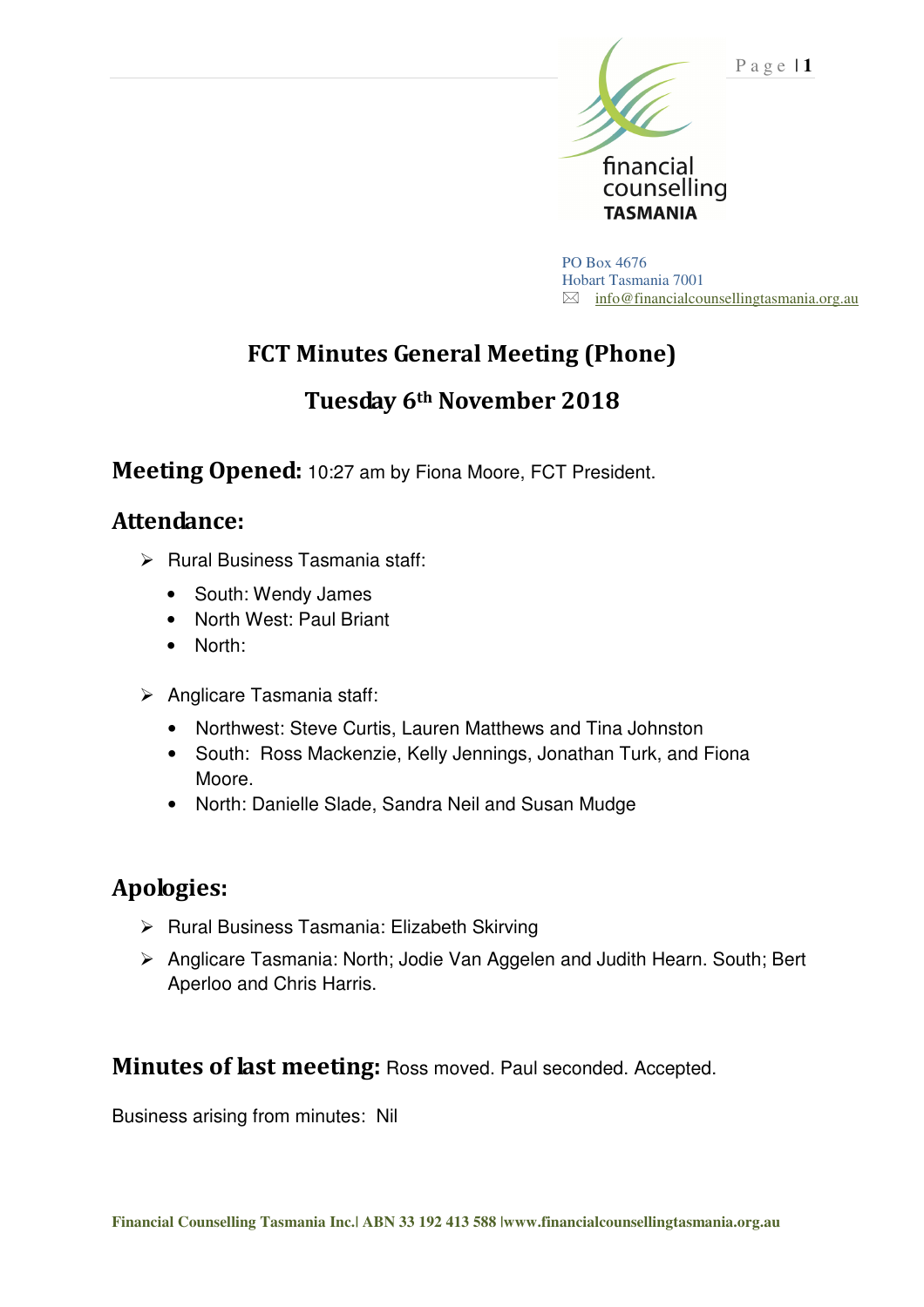financial counselling TASMANIA

PO Box 4676
Hobart Tasmania 7001
info@financialcounsellingtasmania.org.au

# FCT Minutes General Meeting (Phone)

## Tuesday 6th November 2018

**Meeting Opened:** 10:27 am by Fiona Moore, FCT President.

## Attendance:

- Rural Business Tasmania staff:
  - South: Wendy James
  - North West: Paul Briant
  - North:
- Anglicare Tasmania staff:
  - Northwest: Steve Curtis, Lauren Matthews and Tina Johnston
  - South: Ross Mackenzie, Kelly Jennings, Jonathan Turk, and Fiona Moore.
  - North: Danielle Slade, Sandra Neil and Susan Mudge

## Apologies:

- Rural Business Tasmania: Elizabeth Skirving
- Anglicare Tasmania: North; Jodie Van Aggelen and Judith Hearn. South; Bert Aperloo and Chris Harris.

**Minutes of last meeting:** Ross moved. Paul seconded. Accepted.

Business arising from minutes: Nil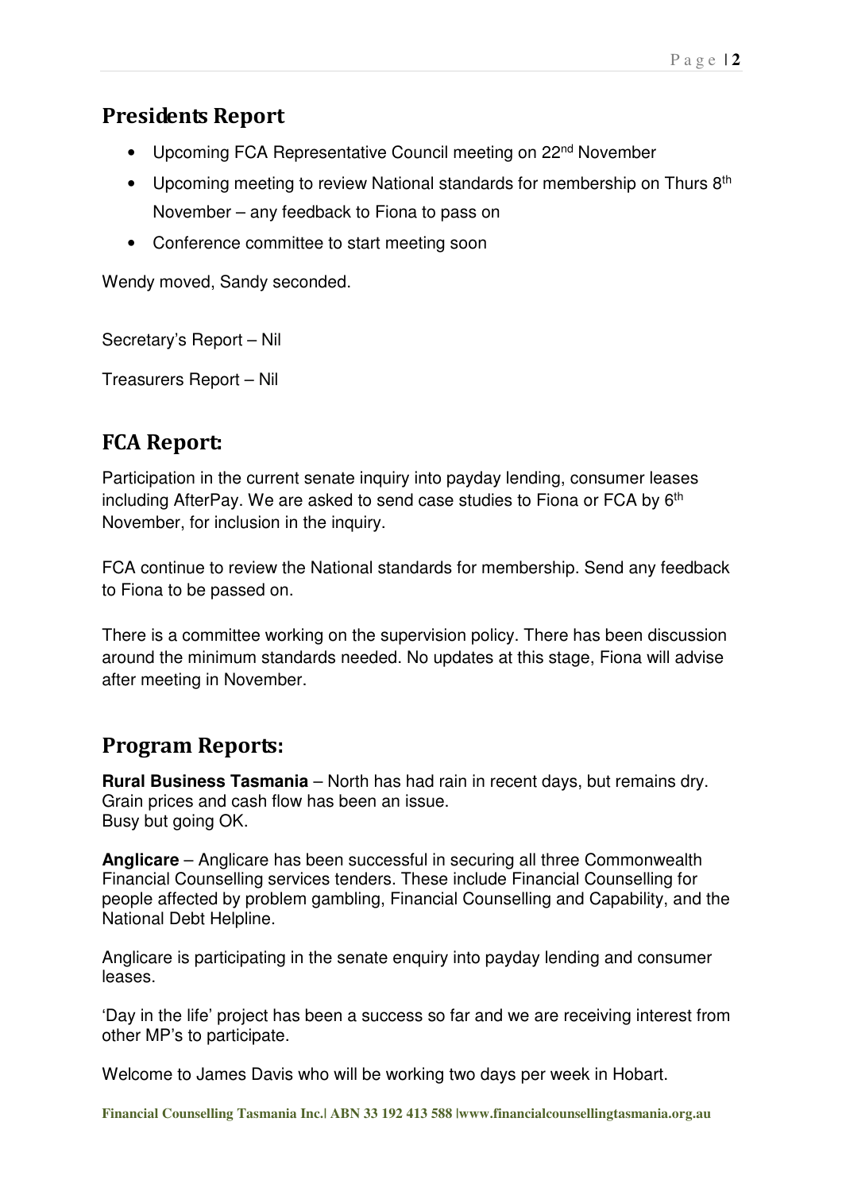## Presidents Report

- Upcoming FCA Representative Council meeting on 22nd November
- Upcoming meeting to review National standards for membership on Thurs 8th November – any feedback to Fiona to pass on
- Conference committee to start meeting soon

Wendy moved, Sandy seconded.

Secretary's Report – Nil

Treasurers Report – Nil

## FCA Report:

Participation in the current senate inquiry into payday lending, consumer leases including AfterPay. We are asked to send case studies to Fiona or FCA by 6th November, for inclusion in the inquiry.

FCA continue to review the National standards for membership. Send any feedback to Fiona to be passed on.

There is a committee working on the supervision policy. There has been discussion around the minimum standards needed. No updates at this stage, Fiona will advise after meeting in November.

## Program Reports:

**Rural Business Tasmania** – North has had rain in recent days, but remains dry. Grain prices and cash flow has been an issue.
Busy but going OK.

**Anglicare** – Anglicare has been successful in securing all three Commonwealth Financial Counselling services tenders. These include Financial Counselling for people affected by problem gambling, Financial Counselling and Capability, and the National Debt Helpline.

Anglicare is participating in the senate enquiry into payday lending and consumer leases.

'Day in the life' project has been a success so far and we are receiving interest from other MP's to participate.

Welcome to James Davis who will be working two days per week in Hobart.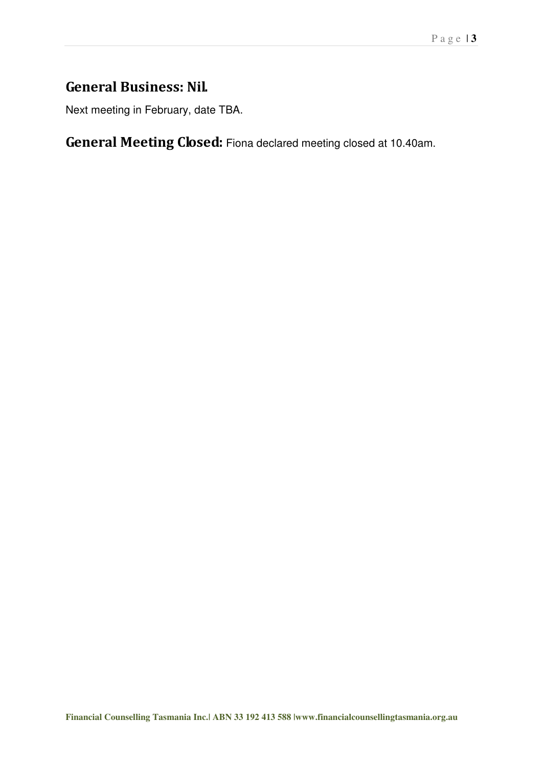## General Business: Nil.

Next meeting in February, date TBA.

**General Meeting Closed:** Fiona declared meeting closed at 10.40am.